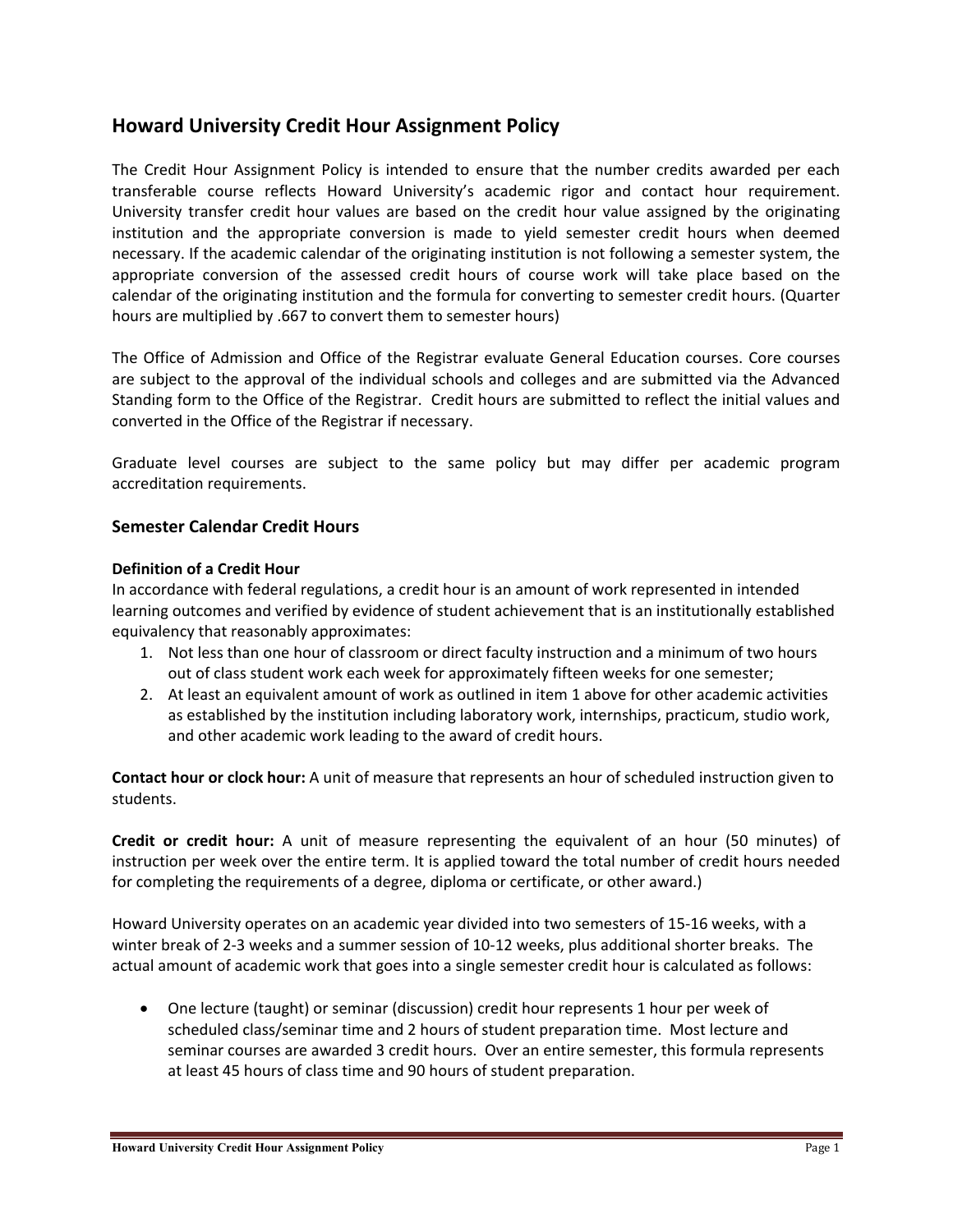# Howard University Credit Hour Assignment Policy

The Credit Hour Assignment Policy is intended to ensure that the number credits awarded per each transferable course reflects Howard University's academic rigor and contact hour requirement. University transfer credit hour values are based on the credit hour value assigned by the originating institution and the appropriate conversion is made to yield semester credit hours when deemed necessary. If the academic calendar of the originating institution is not following a semester system, the appropriate conversion of the assessed credit hours of course work will take place based on the calendar of the originating institution and the formula for converting to semester credit hours. (Quarter hours are multiplied by .667 to convert them to semester hours)

The Office of Admission and Office of the Registrar evaluate General Education courses. Core courses are subject to the approval of the individual schools and colleges and are submitted via the Advanced Standing form to the Office of the Registrar. Credit hours are submitted to reflect the initial values and converted in the Office of the Registrar if necessary.

Graduate level courses are subject to the same policy but may differ per academic program accreditation requirements.

## Semester Calendar Credit Hours

**Definition of a Credit Hour**

In accordance with federal regulations, a credit hour is an amount of work represented in intended learning outcomes and verified by evidence of student achievement that is an institutionally established equivalency that reasonably approximates:

1. Not less than one hour of classroom or direct faculty instruction and a minimum of two hours out of class student work each week for approximately fifteen weeks for one semester;
2. At least an equivalent amount of work as outlined in item 1 above for other academic activities as established by the institution including laboratory work, internships, practicum, studio work, and other academic work leading to the award of credit hours.

**Contact hour or clock hour:** A unit of measure that represents an hour of scheduled instruction given to students.

**Credit or credit hour:** A unit of measure representing the equivalent of an hour (50 minutes) of instruction per week over the entire term. It is applied toward the total number of credit hours needed for completing the requirements of a degree, diploma or certificate, or other award.)

Howard University operates on an academic year divided into two semesters of 15-16 weeks, with a winter break of 2-3 weeks and a summer session of 10-12 weeks, plus additional shorter breaks. The actual amount of academic work that goes into a single semester credit hour is calculated as follows:

- One lecture (taught) or seminar (discussion) credit hour represents 1 hour per week of scheduled class/seminar time and 2 hours of student preparation time. Most lecture and seminar courses are awarded 3 credit hours. Over an entire semester, this formula represents at least 45 hours of class time and 90 hours of student preparation.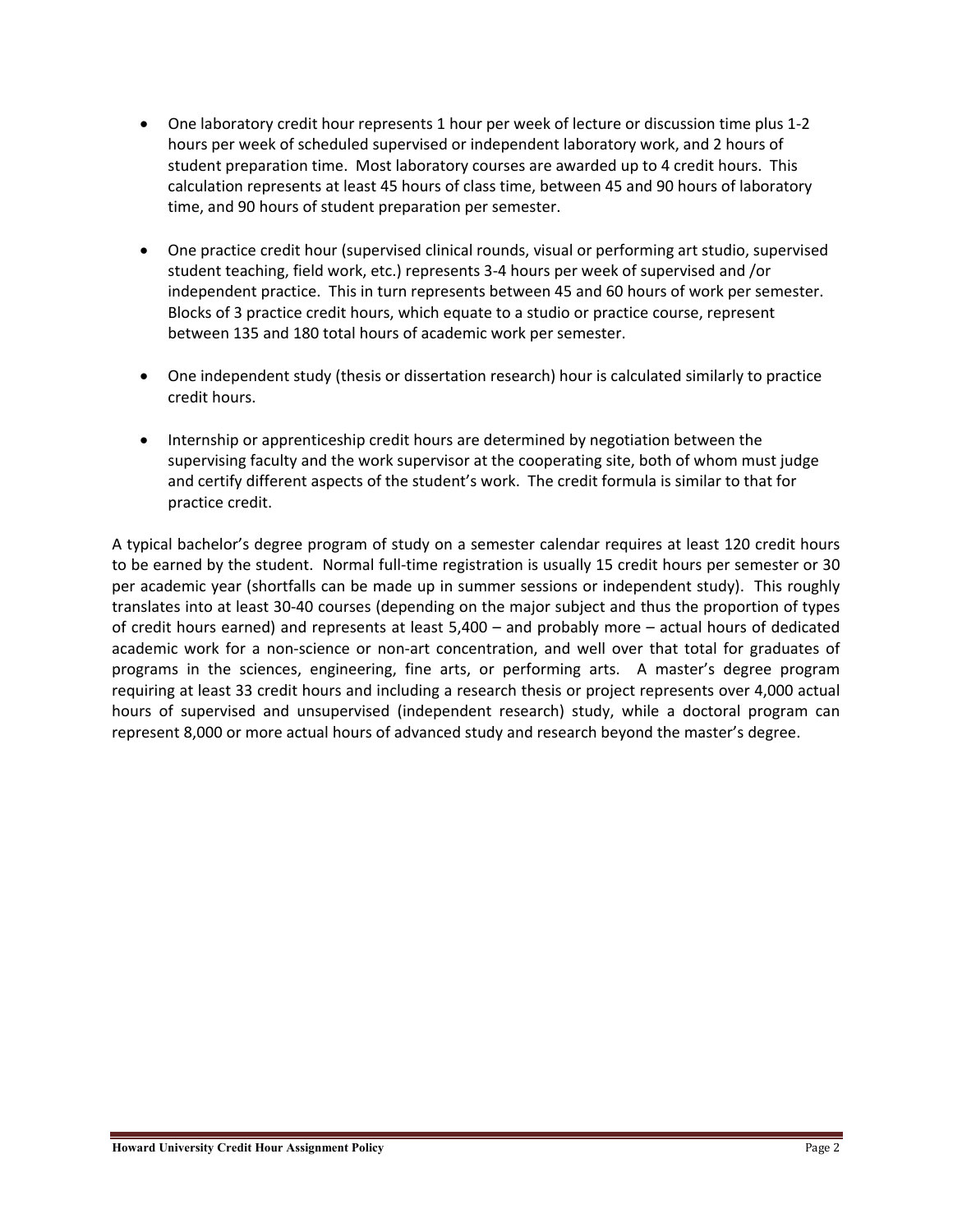- One laboratory credit hour represents 1 hour per week of lecture or discussion time plus 1-2 hours per week of scheduled supervised or independent laboratory work, and 2 hours of student preparation time. Most laboratory courses are awarded up to 4 credit hours. This calculation represents at least 45 hours of class time, between 45 and 90 hours of laboratory time, and 90 hours of student preparation per semester.

- One practice credit hour (supervised clinical rounds, visual or performing art studio, supervised student teaching, field work, etc.) represents 3-4 hours per week of supervised and /or independent practice. This in turn represents between 45 and 60 hours of work per semester. Blocks of 3 practice credit hours, which equate to a studio or practice course, represent between 135 and 180 total hours of academic work per semester.

- One independent study (thesis or dissertation research) hour is calculated similarly to practice credit hours.

- Internship or apprenticeship credit hours are determined by negotiation between the supervising faculty and the work supervisor at the cooperating site, both of whom must judge and certify different aspects of the student's work. The credit formula is similar to that for practice credit.

A typical bachelor's degree program of study on a semester calendar requires at least 120 credit hours to be earned by the student. Normal full-time registration is usually 15 credit hours per semester or 30 per academic year (shortfalls can be made up in summer sessions or independent study). This roughly translates into at least 30-40 courses (depending on the major subject and thus the proportion of types of credit hours earned) and represents at least 5,400 – and probably more – actual hours of dedicated academic work for a non-science or non-art concentration, and well over that total for graduates of programs in the sciences, engineering, fine arts, or performing arts. A master's degree program requiring at least 33 credit hours and including a research thesis or project represents over 4,000 actual hours of supervised and unsupervised (independent research) study, while a doctoral program can represent 8,000 or more actual hours of advanced study and research beyond the master's degree.